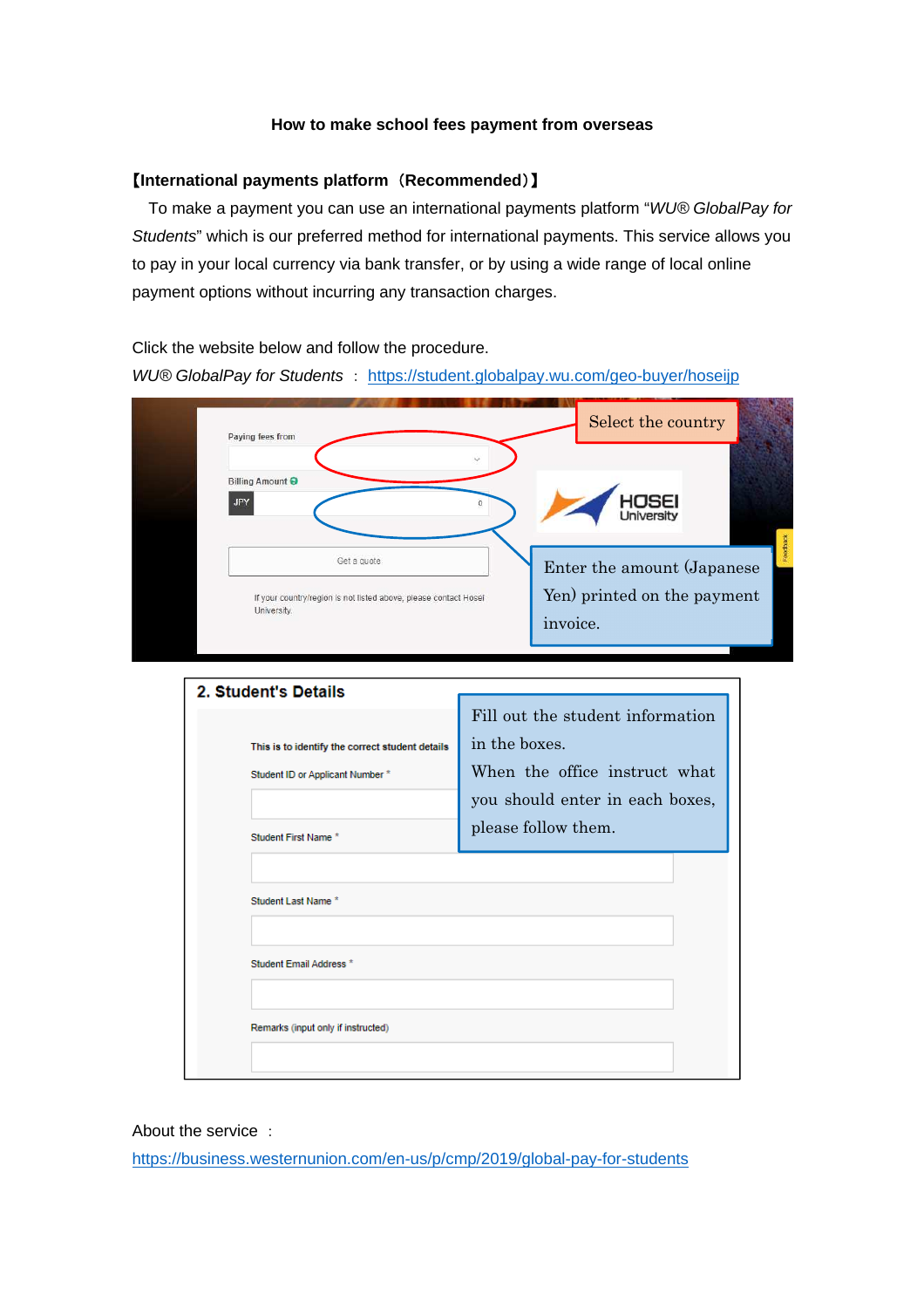**How to make school fees payment from overseas**

**【International payments platform（Recommended）】**

To make a payment you can use an international payments platform "*WU® GlobalPay for Students*" which is our preferred method for international payments. This service allows you to pay in your local currency via bank transfer, or by using a wide range of local online payment options without incurring any transaction charges.

Click the website below and follow the procedure.

*WU® GlobalPay for Students* ： https://student.globalpay.wu.com/geo-buyer/hoseijp

Paying fees from

Billing Amount

JPY

0

Get a quote

If your country/region is not listed above, please contact Hosei University.

Select the country

Enter the amount (Japanese Yen) printed on the payment invoice.

**2. Student's Details**

This is to identify the correct student details

Student ID or Applicant Number *

Student First Name *

Student Last Name *

Student Email Address *

Remarks (input only if instructed)

Fill out the student information in the boxes.
When the office instruct what you should enter in each boxes, please follow them.

About the service ：

https://business.westernunion.com/en-us/p/cmp/2019/global-pay-for-students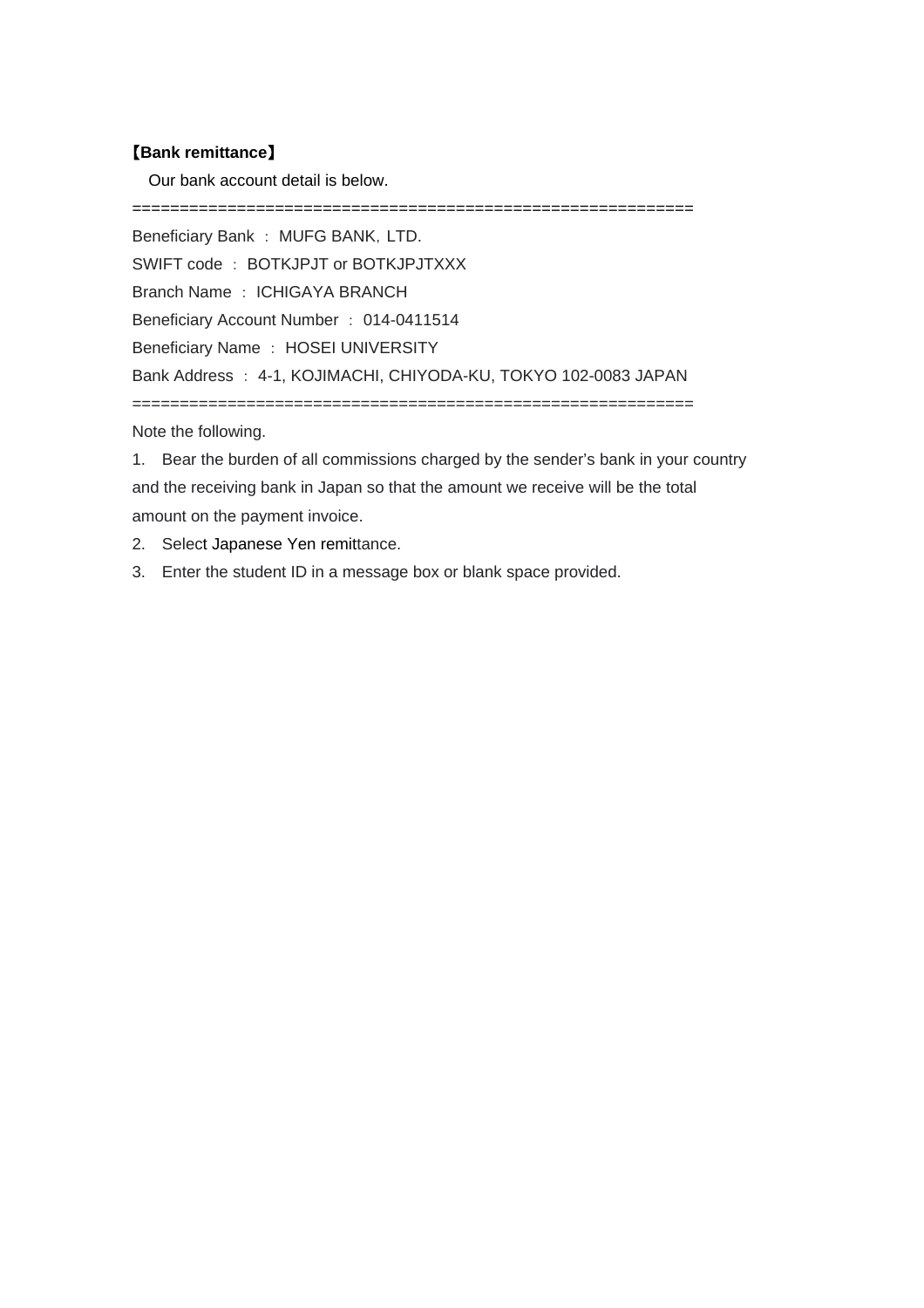**【Bank remittance】**

Our bank account detail is below.

==========================================================

Beneficiary Bank ： MUFG BANK, LTD.

SWIFT code ： BOTKJPJT or BOTKJPJTXXX

Branch Name ： ICHIGAYA BRANCH

Beneficiary Account Number ： 014-0411514

Beneficiary Name ： HOSEI UNIVERSITY

Bank Address ： 4-1, KOJIMACHI, CHIYODA-KU, TOKYO 102-0083 JAPAN

==========================================================

Note the following.

1. Bear the burden of all commissions charged by the sender's bank in your country and the receiving bank in Japan so that the amount we receive will be the total amount on the payment invoice.
2. Select Japanese Yen remittance.
3. Enter the student ID in a message box or blank space provided.